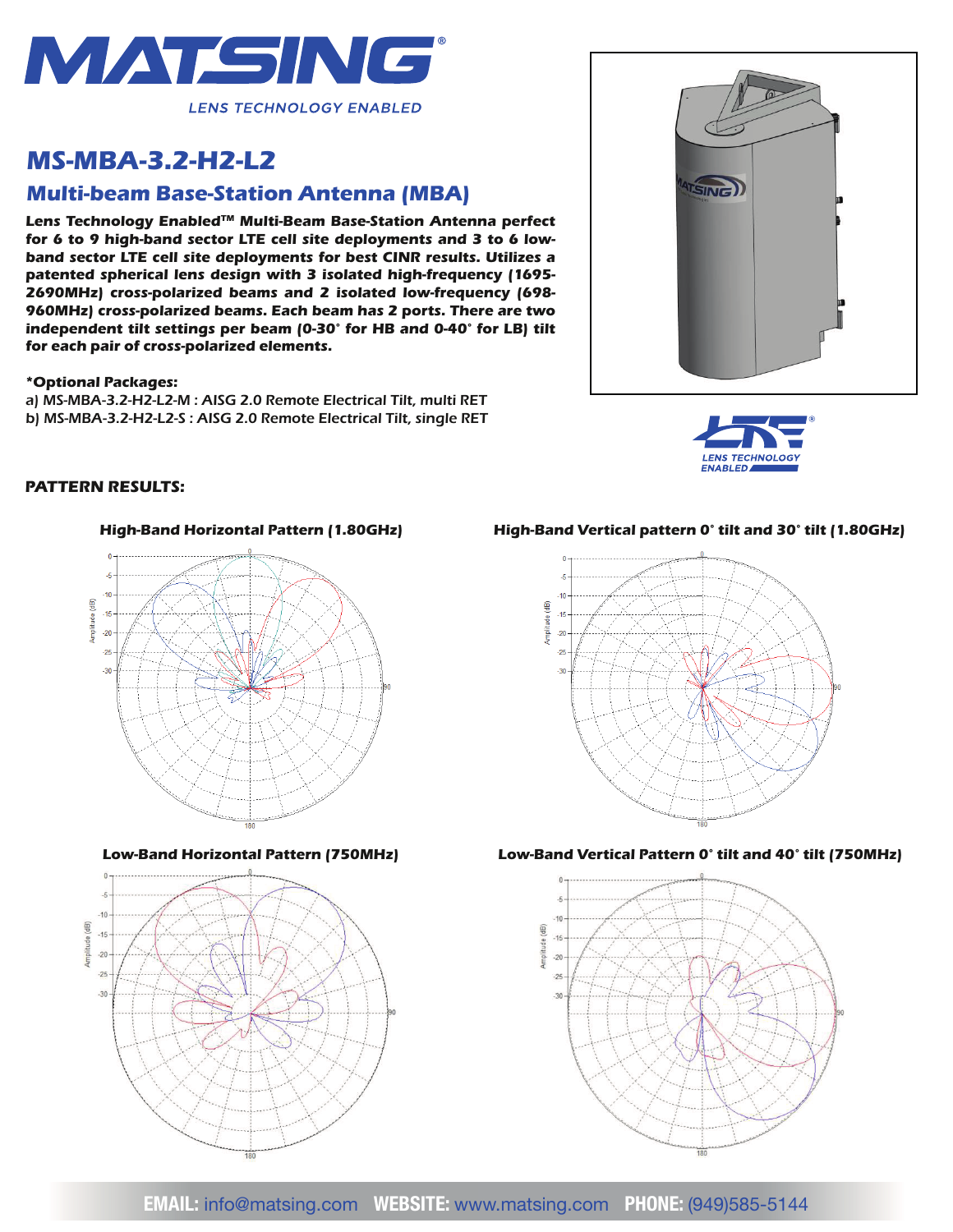# MS-MBA-3.2-H2-L2

## Multi-beam Base-Station Antenna (MBA)

**Lens Technology Enabled™ Multi-Beam Base-Station Antenna perfect for 6 to 9 high-band sector LTE cell site deployments and 3 to 6 low-band sector LTE cell site deployments for best CINR results. Utilizes a patented spherical lens design with 3 isolated high-frequency (1695-2690MHz) cross-polarized beams and 2 isolated low-frequency (698-960MHz) cross-polarized beams. Each beam has 2 ports. There are two independent tilt settings per beam (0-30° for HB and 0-40° for LB) tilt for each pair of cross-polarized elements.**

**\*Optional Packages:**

a) MS-MBA-3.2-H2-L2-M : AISG 2.0 Remote Electrical Tilt, multi RET
b) MS-MBA-3.2-H2-L2-S : AISG 2.0 Remote Electrical Tilt, single RET

**PATTERN RESULTS:**

**High-Band Horizontal Pattern (1.80GHz)**

**High-Band Vertical pattern 0° tilt and 30° tilt (1.80GHz)**

**Low-Band Horizontal Pattern (750MHz)**

**Low-Band Vertical Pattern 0° tilt and 40° tilt (750MHz)**

**EMAIL:** info@matsing.com **WEBSITE:** www.matsing.com **PHONE:** (949)585-5144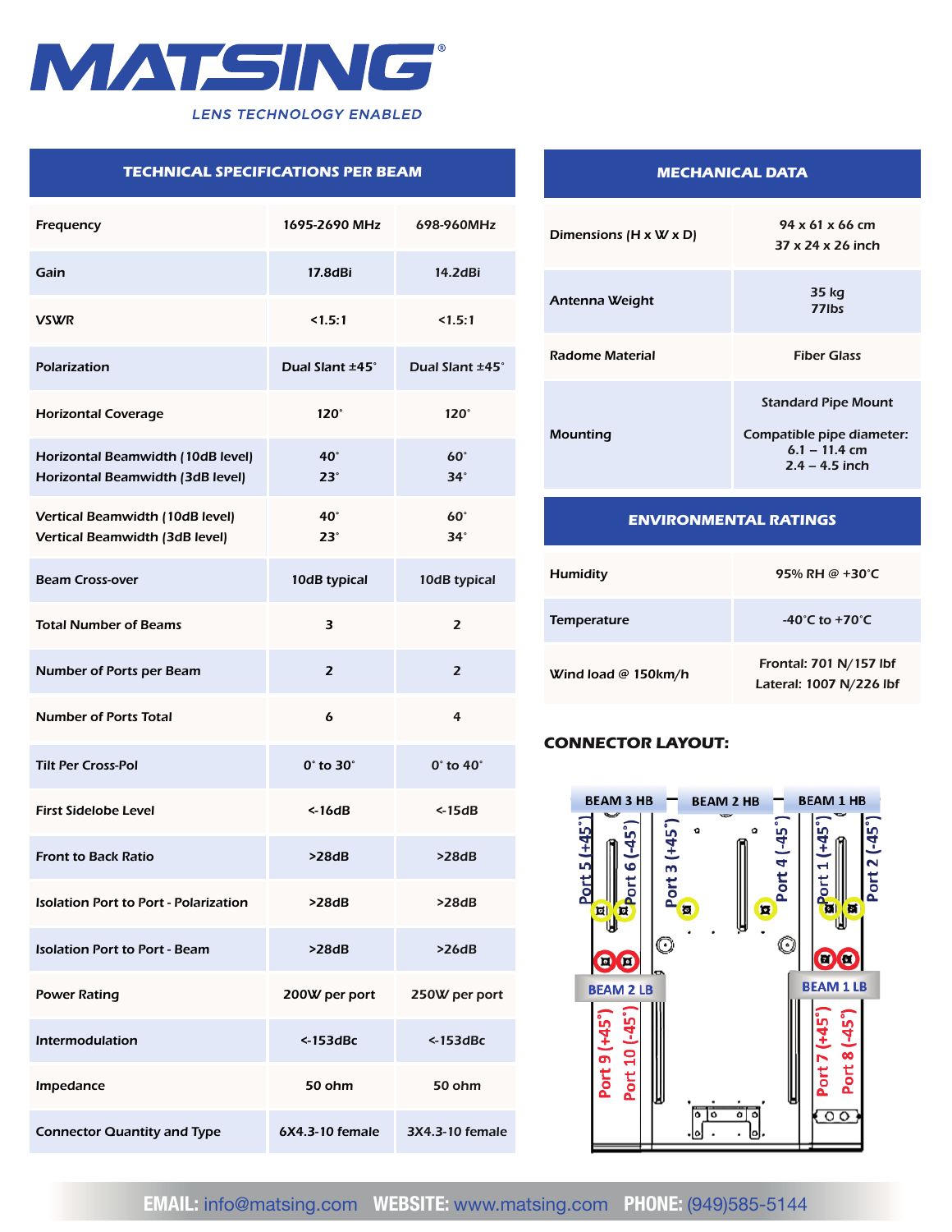# MATSING®

LENS TECHNOLOGY ENABLED

## TECHNICAL SPECIFICATIONS PER BEAM

| | | |
|---|---|---|
| Frequency | 1695-2690 MHz | 698-960MHz |
| Gain | 17.8dBi | 14.2dBi |
| VSWR | <1.5:1 | <1.5:1 |
| Polarization | Dual Slant ±45° | Dual Slant ±45° |
| Horizontal Coverage | 120° | 120° |
| Horizontal Beamwidth (10dB level)<br>Horizontal Beamwidth (3dB level) | 40°<br>23° | 60°<br>34° |
| Vertical Beamwidth (10dB level)<br>Vertical Beamwidth (3dB level) | 40°<br>23° | 60°<br>34° |
| Beam Cross-over | 10dB typical | 10dB typical |
| Total Number of Beams | 3 | 2 |
| Number of Ports per Beam | 2 | 2 |
| Number of Ports Total | 6 | 4 |
| Tilt Per Cross-Pol | 0° to 30° | 0° to 40° |
| First Sidelobe Level | <-16dB | <-15dB |
| Front to Back Ratio | >28dB | >28dB |
| Isolation Port to Port - Polarization | >28dB | >28dB |
| Isolation Port to Port - Beam | >28dB | >26dB |
| Power Rating | 200W per port | 250W per port |
| Intermodulation | <-153dBc | <-153dBc |
| Impedance | 50 ohm | 50 ohm |
| Connector Quantity and Type | 6X4.3-10 female | 3X4.3-10 female |

## MECHANICAL DATA

| | |
|---|---|
| Dimensions (H x W x D) | 94 x 61 x 66 cm<br>37 x 24 x 26 inch |
| Antenna Weight | 35 kg<br>77lbs |
| Radome Material | Fiber Glass |
| Mounting | Standard Pipe Mount<br>Compatible pipe diameter:<br>6.1 – 11.4 cm<br>2.4 – 4.5 inch |

## ENVIRONMENTAL RATINGS

| | |
|---|---|
| Humidity | 95% RH @ +30°C |
| Temperature | -40°C to +70°C |
| Wind load @ 150km/h | Frontal: 701 N/157 lbf<br>Lateral: 1007 N/226 lbf |

## CONNECTOR LAYOUT:

BEAM 3 HB — BEAM 2 HB — BEAM 1 HB

Port 5 (+45°) Port 6 (-45°) Port 3 (+45°) Port 4 (-45°) Port 1 (+45°) Port 2 (-45°)

BEAM 2 LB — BEAM 1 LB

Port 9 (+45°) Port 10 (-45°) Port 7 (+45°) Port 8 (-45°)

**EMAIL:** info@matsing.com **WEBSITE:** www.matsing.com **PHONE:** (949)585-5144